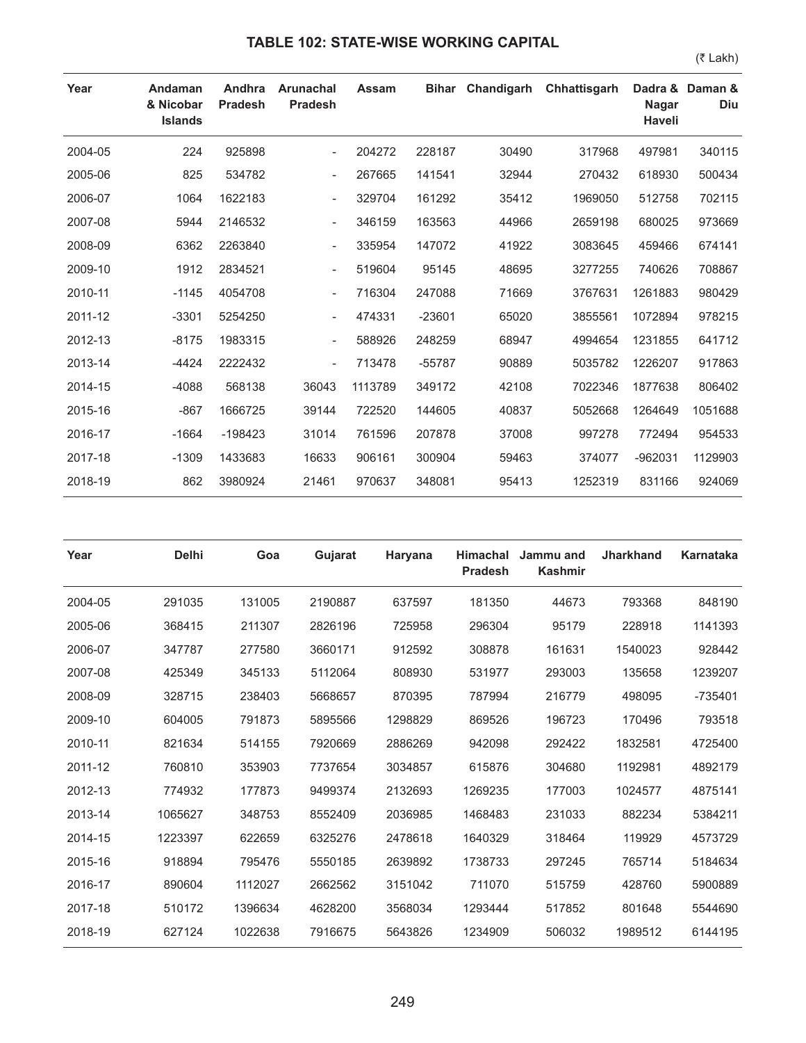# TABLE 102: STATE-WISE WORKING CAPITAL

(₹ Lakh)

| Year | Andaman & Nicobar Islands | Andhra Pradesh | Arunachal Pradesh | Assam | Bihar | Chandigarh | Chhattisgarh | Dadra & Nagar Haveli | Daman & Diu |
|---|---|---|---|---|---|---|---|---|---|
| 2004-05 | 224 | 925898 | - | 204272 | 228187 | 30490 | 317968 | 497981 | 340115 |
| 2005-06 | 825 | 534782 | - | 267665 | 141541 | 32944 | 270432 | 618930 | 500434 |
| 2006-07 | 1064 | 1622183 | - | 329704 | 161292 | 35412 | 1969050 | 512758 | 702115 |
| 2007-08 | 5944 | 2146532 | - | 346159 | 163563 | 44966 | 2659198 | 680025 | 973669 |
| 2008-09 | 6362 | 2263840 | - | 335954 | 147072 | 41922 | 3083645 | 459466 | 674141 |
| 2009-10 | 1912 | 2834521 | - | 519604 | 95145 | 48695 | 3277255 | 740626 | 708867 |
| 2010-11 | -1145 | 4054708 | - | 716304 | 247088 | 71669 | 3767631 | 1261883 | 980429 |
| 2011-12 | -3301 | 5254250 | - | 474331 | -23601 | 65020 | 3855561 | 1072894 | 978215 |
| 2012-13 | -8175 | 1983315 | - | 588926 | 248259 | 68947 | 4994654 | 1231855 | 641712 |
| 2013-14 | -4424 | 2222432 | - | 713478 | -55787 | 90889 | 5035782 | 1226207 | 917863 |
| 2014-15 | -4088 | 568138 | 36043 | 1113789 | 349172 | 42108 | 7022346 | 1877638 | 806402 |
| 2015-16 | -867 | 1666725 | 39144 | 722520 | 144605 | 40837 | 5052668 | 1264649 | 1051688 |
| 2016-17 | -1664 | -198423 | 31014 | 761596 | 207878 | 37008 | 997278 | 772494 | 954533 |
| 2017-18 | -1309 | 1433683 | 16633 | 906161 | 300904 | 59463 | 374077 | -962031 | 1129903 |
| 2018-19 | 862 | 3980924 | 21461 | 970637 | 348081 | 95413 | 1252319 | 831166 | 924069 |

| Year | Delhi | Goa | Gujarat | Haryana | Himachal Pradesh | Jammu and Kashmir | Jharkhand | Karnataka |
|---|---|---|---|---|---|---|---|---|
| 2004-05 | 291035 | 131005 | 2190887 | 637597 | 181350 | 44673 | 793368 | 848190 |
| 2005-06 | 368415 | 211307 | 2826196 | 725958 | 296304 | 95179 | 228918 | 1141393 |
| 2006-07 | 347787 | 277580 | 3660171 | 912592 | 308878 | 161631 | 1540023 | 928442 |
| 2007-08 | 425349 | 345133 | 5112064 | 808930 | 531977 | 293003 | 135658 | 1239207 |
| 2008-09 | 328715 | 238403 | 5668657 | 870395 | 787994 | 216779 | 498095 | -735401 |
| 2009-10 | 604005 | 791873 | 5895566 | 1298829 | 869526 | 196723 | 170496 | 793518 |
| 2010-11 | 821634 | 514155 | 7920669 | 2886269 | 942098 | 292422 | 1832581 | 4725400 |
| 2011-12 | 760810 | 353903 | 7737654 | 3034857 | 615876 | 304680 | 1192981 | 4892179 |
| 2012-13 | 774932 | 177873 | 9499374 | 2132693 | 1269235 | 177003 | 1024577 | 4875141 |
| 2013-14 | 1065627 | 348753 | 8552409 | 2036985 | 1468483 | 231033 | 882234 | 5384211 |
| 2014-15 | 1223397 | 622659 | 6325276 | 2478618 | 1640329 | 318464 | 119929 | 4573729 |
| 2015-16 | 918894 | 795476 | 5550185 | 2639892 | 1738733 | 297245 | 765714 | 5184634 |
| 2016-17 | 890604 | 1112027 | 2662562 | 3151042 | 711070 | 515759 | 428760 | 5900889 |
| 2017-18 | 510172 | 1396634 | 4628200 | 3568034 | 1293444 | 517852 | 801648 | 5544690 |
| 2018-19 | 627124 | 1022638 | 7916675 | 5643826 | 1234909 | 506032 | 1989512 | 6144195 |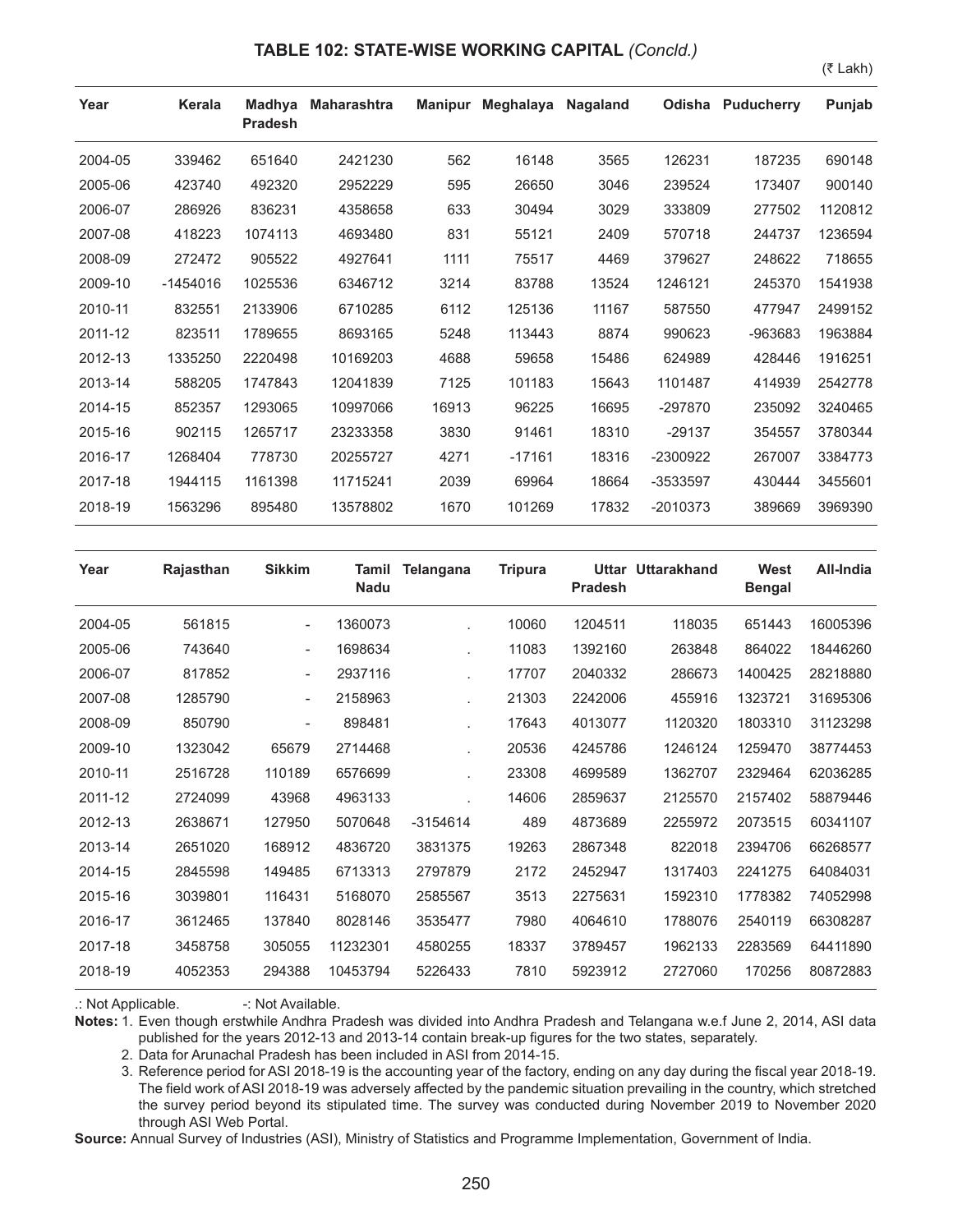## TABLE 102: STATE-WISE WORKING CAPITAL *(Concld.)*

(₹ Lakh)

| Year | Kerala | Madhya Pradesh | Maharashtra | Manipur | Meghalaya | Nagaland | Odisha | Puducherry | Punjab |
|---|---|---|---|---|---|---|---|---|---|
| 2004-05 | 339462 | 651640 | 2421230 | 562 | 16148 | 3565 | 126231 | 187235 | 690148 |
| 2005-06 | 423740 | 492320 | 2952229 | 595 | 26650 | 3046 | 239524 | 173407 | 900140 |
| 2006-07 | 286926 | 836231 | 4358658 | 633 | 30494 | 3029 | 333809 | 277502 | 1120812 |
| 2007-08 | 418223 | 1074113 | 4693480 | 831 | 55121 | 2409 | 570718 | 244737 | 1236594 |
| 2008-09 | 272472 | 905522 | 4927641 | 1111 | 75517 | 4469 | 379627 | 248622 | 718655 |
| 2009-10 | -1454016 | 1025536 | 6346712 | 3214 | 83788 | 13524 | 1246121 | 245370 | 1541938 |
| 2010-11 | 832551 | 2133906 | 6710285 | 6112 | 125136 | 11167 | 587550 | 477947 | 2499152 |
| 2011-12 | 823511 | 1789655 | 8693165 | 5248 | 113443 | 8874 | 990623 | -963683 | 1963884 |
| 2012-13 | 1335250 | 2220498 | 10169203 | 4688 | 59658 | 15486 | 624989 | 428446 | 1916251 |
| 2013-14 | 588205 | 1747843 | 12041839 | 7125 | 101183 | 15643 | 1101487 | 414939 | 2542778 |
| 2014-15 | 852357 | 1293065 | 10997066 | 16913 | 96225 | 16695 | -297870 | 235092 | 3240465 |
| 2015-16 | 902115 | 1265717 | 23233358 | 3830 | 91461 | 18310 | -29137 | 354557 | 3780344 |
| 2016-17 | 1268404 | 778730 | 20255727 | 4271 | -17161 | 18316 | -2300922 | 267007 | 3384773 |
| 2017-18 | 1944115 | 1161398 | 11715241 | 2039 | 69964 | 18664 | -3533597 | 430444 | 3455601 |
| 2018-19 | 1563296 | 895480 | 13578802 | 1670 | 101269 | 17832 | -2010373 | 389669 | 3969390 |

| Year | Rajasthan | Sikkim | Tamil Nadu | Telangana | Tripura | Uttar Pradesh | Uttarakhand | West Bengal | All-India |
|---|---|---|---|---|---|---|---|---|---|
| 2004-05 | 561815 | - | 1360073 | . | 10060 | 1204511 | 118035 | 651443 | 16005396 |
| 2005-06 | 743640 | - | 1698634 | . | 11083 | 1392160 | 263848 | 864022 | 18446260 |
| 2006-07 | 817852 | - | 2937116 | . | 17707 | 2040332 | 286673 | 1400425 | 28218880 |
| 2007-08 | 1285790 | - | 2158963 | . | 21303 | 2242006 | 455916 | 1323721 | 31695306 |
| 2008-09 | 850790 | - | 898481 | . | 17643 | 4013077 | 1120320 | 1803310 | 31123298 |
| 2009-10 | 1323042 | 65679 | 2714468 | . | 20536 | 4245786 | 1246124 | 1259470 | 38774453 |
| 2010-11 | 2516728 | 110189 | 6576699 | . | 23308 | 4699589 | 1362707 | 2329464 | 62036285 |
| 2011-12 | 2724099 | 43968 | 4963133 | . | 14606 | 2859637 | 2125570 | 2157402 | 58879446 |
| 2012-13 | 2638671 | 127950 | 5070648 | -3154614 | 489 | 4873689 | 2255972 | 2073515 | 60341107 |
| 2013-14 | 2651020 | 168912 | 4836720 | 3831375 | 19263 | 2867348 | 822018 | 2394706 | 66268577 |
| 2014-15 | 2845598 | 149485 | 6713313 | 2797879 | 2172 | 2452947 | 1317403 | 2241275 | 64084031 |
| 2015-16 | 3039801 | 116431 | 5168070 | 2585567 | 3513 | 2275631 | 1592310 | 1778382 | 74052998 |
| 2016-17 | 3612465 | 137840 | 8028146 | 3535477 | 7980 | 4064610 | 1788076 | 2540119 | 66308287 |
| 2017-18 | 3458758 | 305055 | 11232301 | 4580255 | 18337 | 3789457 | 1962133 | 2283569 | 64411890 |
| 2018-19 | 4052353 | 294388 | 10453794 | 5226433 | 7810 | 5923912 | 2727060 | 170256 | 80872883 |

.: Not Applicable. -: Not Available.

**Notes:** 1. Even though erstwhile Andhra Pradesh was divided into Andhra Pradesh and Telangana w.e.f June 2, 2014, ASI data published for the years 2012-13 and 2013-14 contain break-up figures for the two states, separately.

2. Data for Arunachal Pradesh has been included in ASI from 2014-15.

3. Reference period for ASI 2018-19 is the accounting year of the factory, ending on any day during the fiscal year 2018-19. The field work of ASI 2018-19 was adversely affected by the pandemic situation prevailing in the country, which stretched the survey period beyond its stipulated time. The survey was conducted during November 2019 to November 2020 through ASI Web Portal.

**Source:** Annual Survey of Industries (ASI), Ministry of Statistics and Programme Implementation, Government of India.